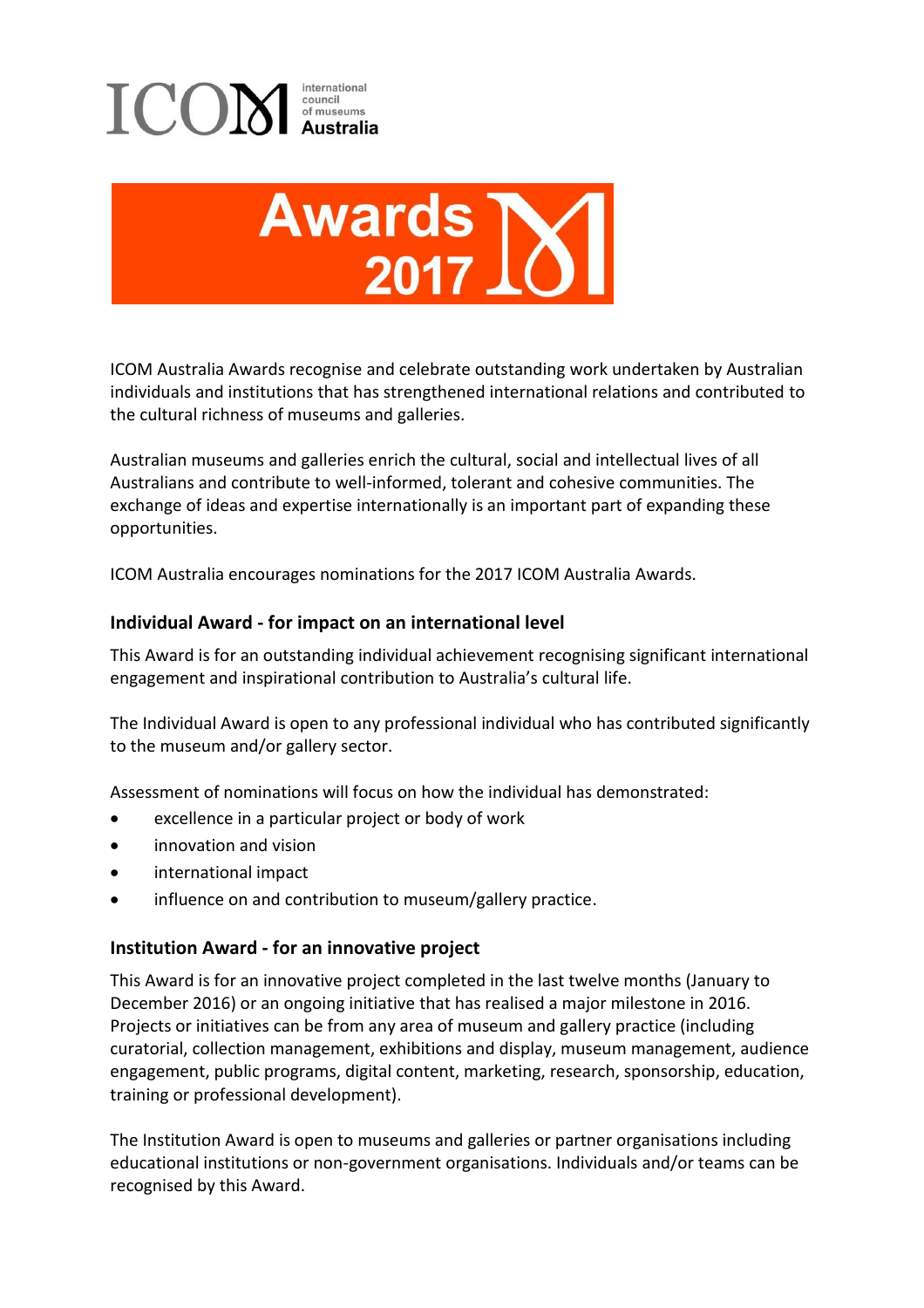ICOM international council of museums Australia

# Awards 2017

ICOM Australia Awards recognise and celebrate outstanding work undertaken by Australian individuals and institutions that has strengthened international relations and contributed to the cultural richness of museums and galleries.

Australian museums and galleries enrich the cultural, social and intellectual lives of all Australians and contribute to well-informed, tolerant and cohesive communities. The exchange of ideas and expertise internationally is an important part of expanding these opportunities.

ICOM Australia encourages nominations for the 2017 ICOM Australia Awards.

### Individual Award - for impact on an international level

This Award is for an outstanding individual achievement recognising significant international engagement and inspirational contribution to Australia's cultural life.

The Individual Award is open to any professional individual who has contributed significantly to the museum and/or gallery sector.

Assessment of nominations will focus on how the individual has demonstrated:

- excellence in a particular project or body of work
- innovation and vision
- international impact
- influence on and contribution to museum/gallery practice.

### Institution Award - for an innovative project

This Award is for an innovative project completed in the last twelve months (January to December 2016) or an ongoing initiative that has realised a major milestone in 2016. Projects or initiatives can be from any area of museum and gallery practice (including curatorial, collection management, exhibitions and display, museum management, audience engagement, public programs, digital content, marketing, research, sponsorship, education, training or professional development).

The Institution Award is open to museums and galleries or partner organisations including educational institutions or non-government organisations. Individuals and/or teams can be recognised by this Award.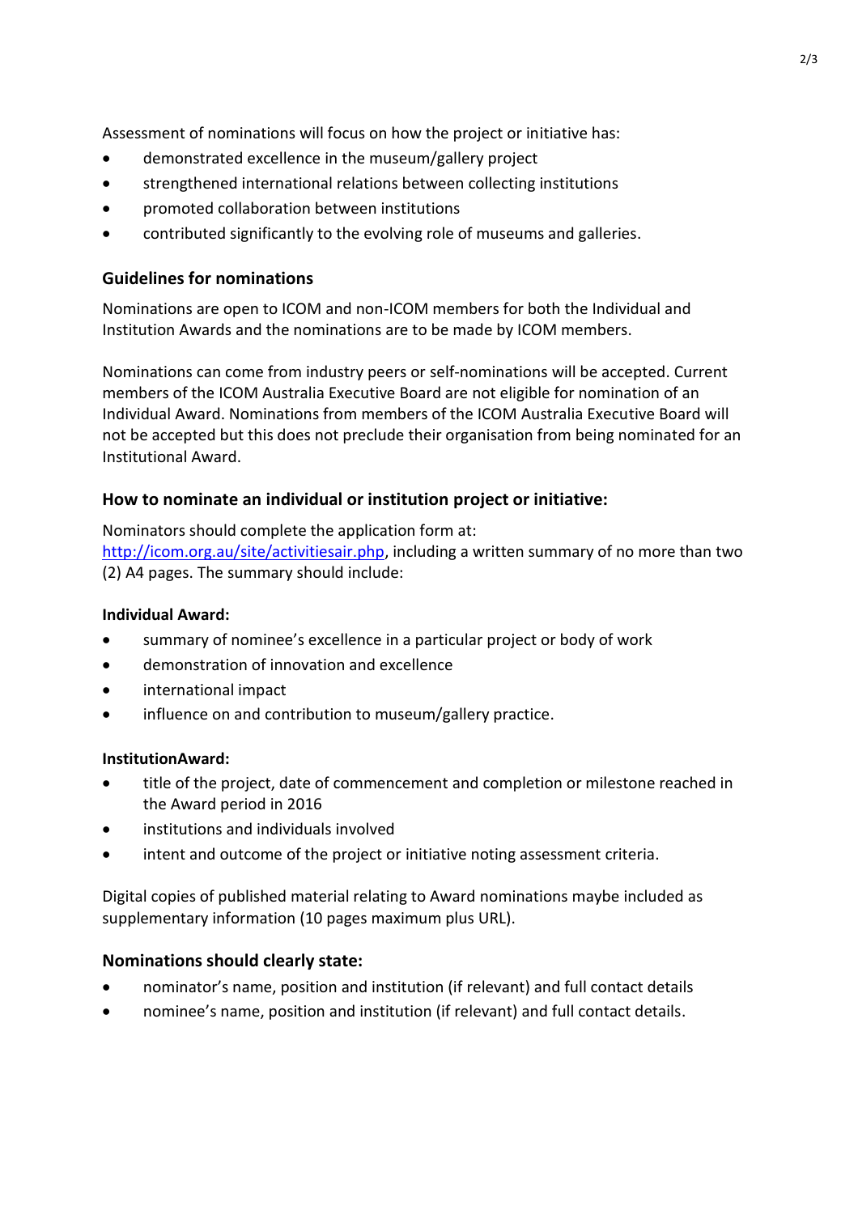Assessment of nominations will focus on how the project or initiative has:

- demonstrated excellence in the museum/gallery project
- strengthened international relations between collecting institutions
- promoted collaboration between institutions
- contributed significantly to the evolving role of museums and galleries.

## Guidelines for nominations

Nominations are open to ICOM and non-ICOM members for both the Individual and Institution Awards and the nominations are to be made by ICOM members.

Nominations can come from industry peers or self-nominations will be accepted. Current members of the ICOM Australia Executive Board are not eligible for nomination of an Individual Award. Nominations from members of the ICOM Australia Executive Board will not be accepted but this does not preclude their organisation from being nominated for an Institutional Award.

## How to nominate an individual or institution project or initiative:

Nominators should complete the application form at: [http://icom.org.au/site/activitiesair.php](http://icom.org.au/site/activitiesair.php), including a written summary of no more than two (2) A4 pages. The summary should include:

**Individual Award:**

- summary of nominee's excellence in a particular project or body of work
- demonstration of innovation and excellence
- international impact
- influence on and contribution to museum/gallery practice.

**InstitutionAward:**

- title of the project, date of commencement and completion or milestone reached in the Award period in 2016
- institutions and individuals involved
- intent and outcome of the project or initiative noting assessment criteria.

Digital copies of published material relating to Award nominations maybe included as supplementary information (10 pages maximum plus URL).

## Nominations should clearly state:

- nominator's name, position and institution (if relevant) and full contact details
- nominee's name, position and institution (if relevant) and full contact details.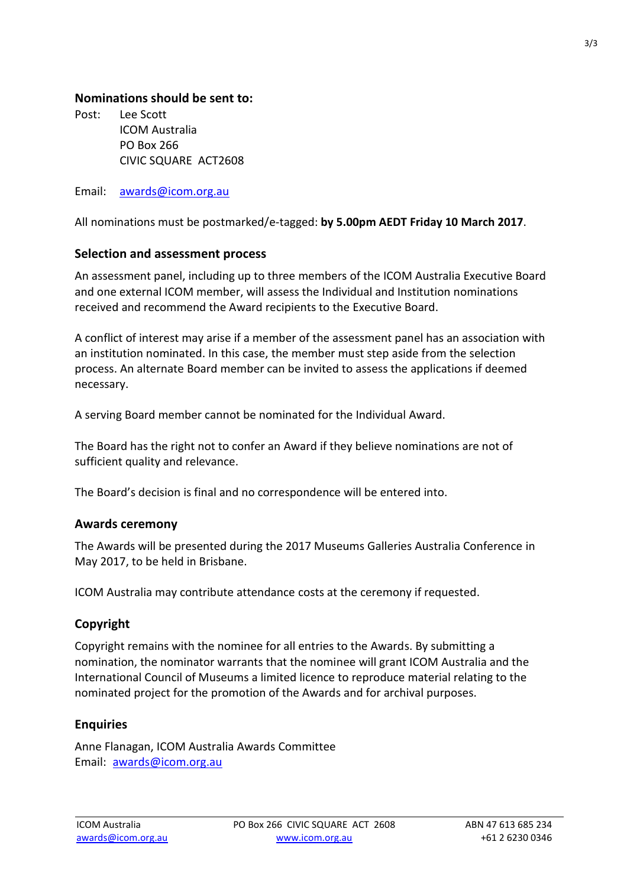**Nominations should be sent to:**

Post: Lee Scott
ICOM Australia
PO Box 266
CIVIC SQUARE ACT2608

Email: awards@icom.org.au

All nominations must be postmarked/e-tagged: **by 5.00pm AEDT Friday 10 March 2017**.

### Selection and assessment process

An assessment panel, including up to three members of the ICOM Australia Executive Board and one external ICOM member, will assess the Individual and Institution nominations received and recommend the Award recipients to the Executive Board.

A conflict of interest may arise if a member of the assessment panel has an association with an institution nominated. In this case, the member must step aside from the selection process. An alternate Board member can be invited to assess the applications if deemed necessary.

A serving Board member cannot be nominated for the Individual Award.

The Board has the right not to confer an Award if they believe nominations are not of sufficient quality and relevance.

The Board's decision is final and no correspondence will be entered into.

### Awards ceremony

The Awards will be presented during the 2017 Museums Galleries Australia Conference in May 2017, to be held in Brisbane.

ICOM Australia may contribute attendance costs at the ceremony if requested.

### Copyright

Copyright remains with the nominee for all entries to the Awards. By submitting a nomination, the nominator warrants that the nominee will grant ICOM Australia and the International Council of Museums a limited licence to reproduce material relating to the nominated project for the promotion of the Awards and for archival purposes.

### Enquiries

Anne Flanagan, ICOM Australia Awards Committee
Email: awards@icom.org.au